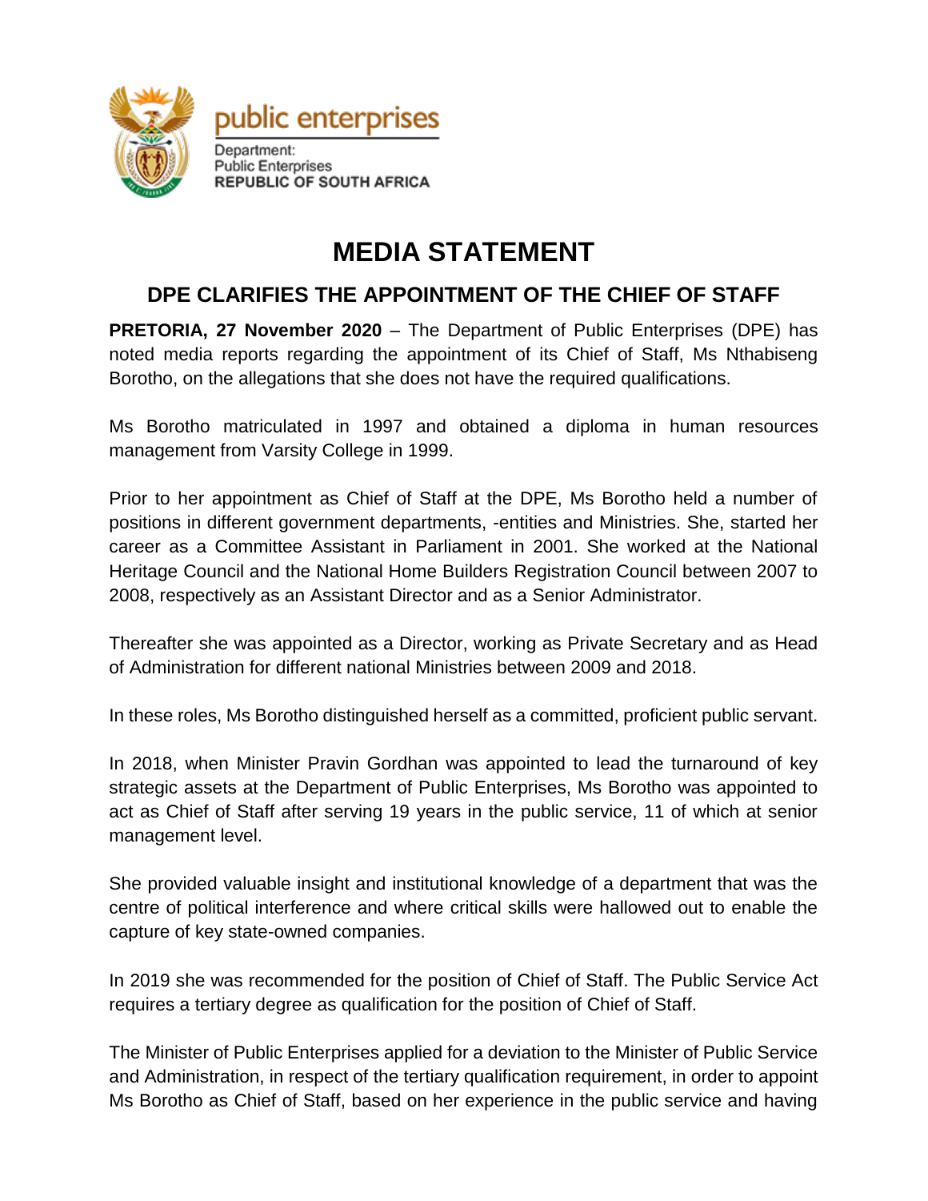public enterprises

Department:
Public Enterprises
REPUBLIC OF SOUTH AFRICA

# MEDIA STATEMENT

## DPE CLARIFIES THE APPOINTMENT OF THE CHIEF OF STAFF

**PRETORIA, 27 November 2020** – The Department of Public Enterprises (DPE) has noted media reports regarding the appointment of its Chief of Staff, Ms Nthabiseng Borotho, on the allegations that she does not have the required qualifications.

Ms Borotho matriculated in 1997 and obtained a diploma in human resources management from Varsity College in 1999.

Prior to her appointment as Chief of Staff at the DPE, Ms Borotho held a number of positions in different government departments, -entities and Ministries. She, started her career as a Committee Assistant in Parliament in 2001. She worked at the National Heritage Council and the National Home Builders Registration Council between 2007 to 2008, respectively as an Assistant Director and as a Senior Administrator.

Thereafter she was appointed as a Director, working as Private Secretary and as Head of Administration for different national Ministries between 2009 and 2018.

In these roles, Ms Borotho distinguished herself as a committed, proficient public servant.

In 2018, when Minister Pravin Gordhan was appointed to lead the turnaround of key strategic assets at the Department of Public Enterprises, Ms Borotho was appointed to act as Chief of Staff after serving 19 years in the public service, 11 of which at senior management level.

She provided valuable insight and institutional knowledge of a department that was the centre of political interference and where critical skills were hallowed out to enable the capture of key state-owned companies.

In 2019 she was recommended for the position of Chief of Staff. The Public Service Act requires a tertiary degree as qualification for the position of Chief of Staff.

The Minister of Public Enterprises applied for a deviation to the Minister of Public Service and Administration, in respect of the tertiary qualification requirement, in order to appoint Ms Borotho as Chief of Staff, based on her experience in the public service and having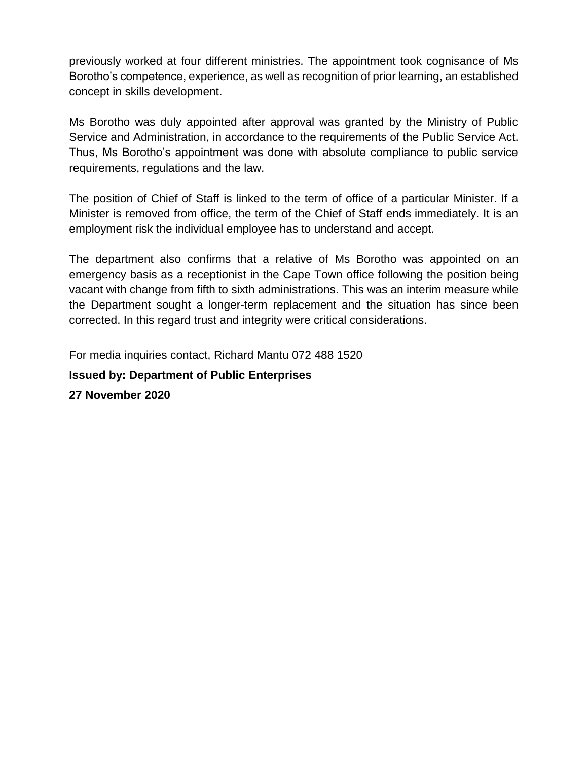previously worked at four different ministries. The appointment took cognisance of Ms Borotho's competence, experience, as well as recognition of prior learning, an established concept in skills development.

Ms Borotho was duly appointed after approval was granted by the Ministry of Public Service and Administration, in accordance to the requirements of the Public Service Act. Thus, Ms Borotho's appointment was done with absolute compliance to public service requirements, regulations and the law.

The position of Chief of Staff is linked to the term of office of a particular Minister. If a Minister is removed from office, the term of the Chief of Staff ends immediately. It is an employment risk the individual employee has to understand and accept.

The department also confirms that a relative of Ms Borotho was appointed on an emergency basis as a receptionist in the Cape Town office following the position being vacant with change from fifth to sixth administrations. This was an interim measure while the Department sought a longer-term replacement and the situation has since been corrected. In this regard trust and integrity were critical considerations.

For media inquiries contact, Richard Mantu 072 488 1520

**Issued by: Department of Public Enterprises**

**27 November 2020**